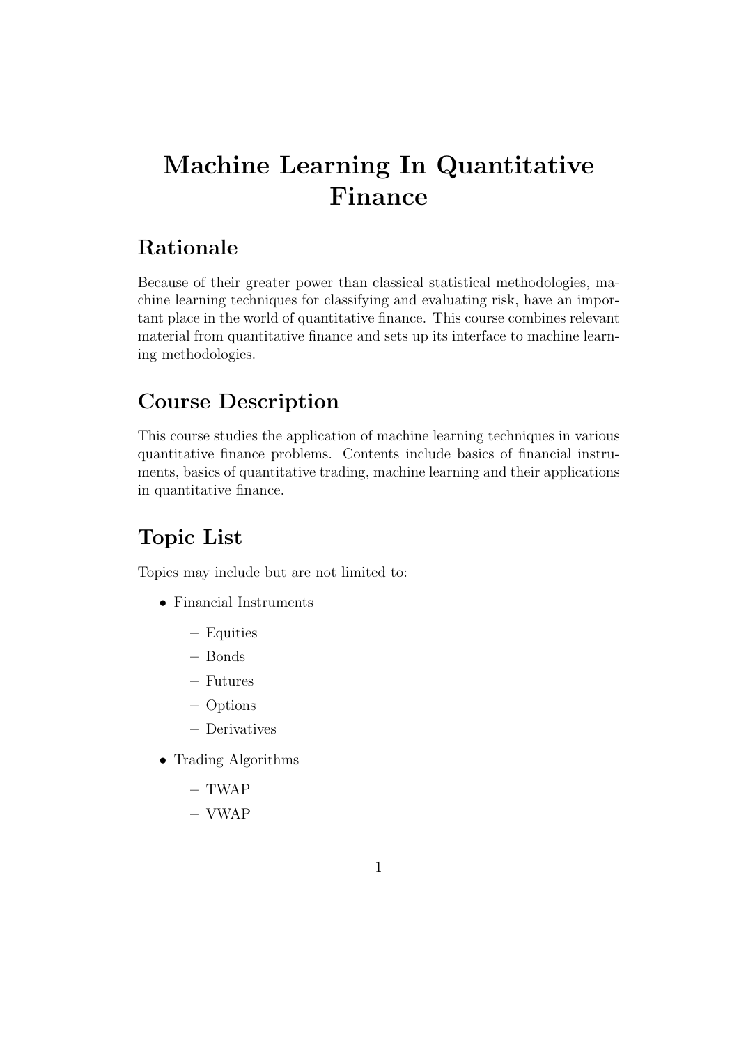# Machine Learning In Quantitative Finance

## Rationale

Because of their greater power than classical statistical methodologies, machine learning techniques for classifying and evaluating risk, have an important place in the world of quantitative finance. This course combines relevant material from quantitative finance and sets up its interface to machine learning methodologies.

## Course Description

This course studies the application of machine learning techniques in various quantitative finance problems. Contents include basics of financial instruments, basics of quantitative trading, machine learning and their applications in quantitative finance.

## Topic List

Topics may include but are not limited to:

- Financial Instruments
  - Equities
  - Bonds
  - Futures
  - Options
  - Derivatives
- Trading Algorithms
  - TWAP
  - VWAP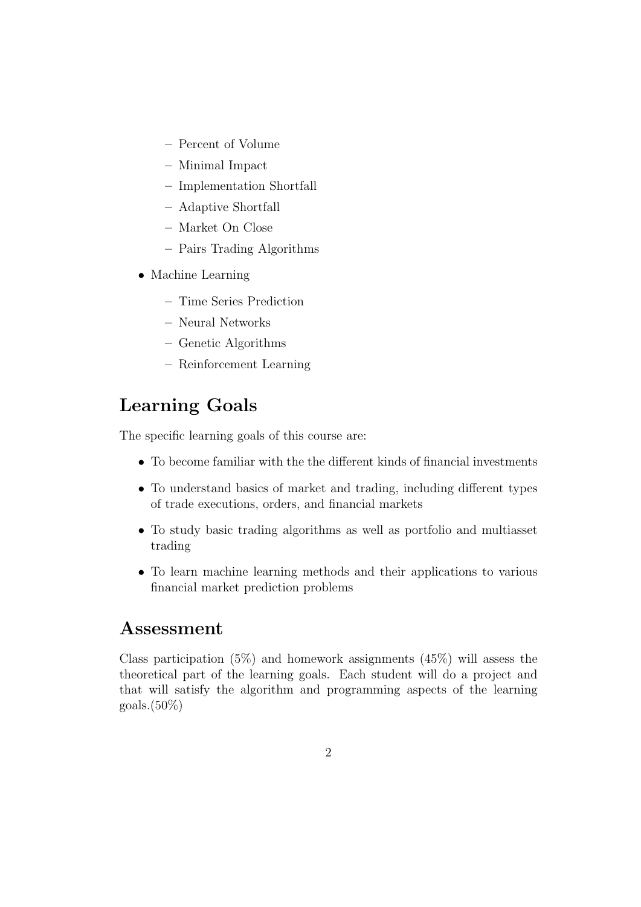- Percent of Volume
  - Minimal Impact
  - Implementation Shortfall
  - Adaptive Shortfall
  - Market On Close
  - Pairs Trading Algorithms
- Machine Learning
  - Time Series Prediction
  - Neural Networks
  - Genetic Algorithms
  - Reinforcement Learning

## Learning Goals

The specific learning goals of this course are:

- To become familiar with the the different kinds of financial investments
- To understand basics of market and trading, including different types of trade executions, orders, and financial markets
- To study basic trading algorithms as well as portfolio and multiasset trading
- To learn machine learning methods and their applications to various financial market prediction problems

## Assessment

Class participation (5%) and homework assignments (45%) will assess the theoretical part of the learning goals. Each student will do a project and that will satisfy the algorithm and programming aspects of the learning goals.(50%)